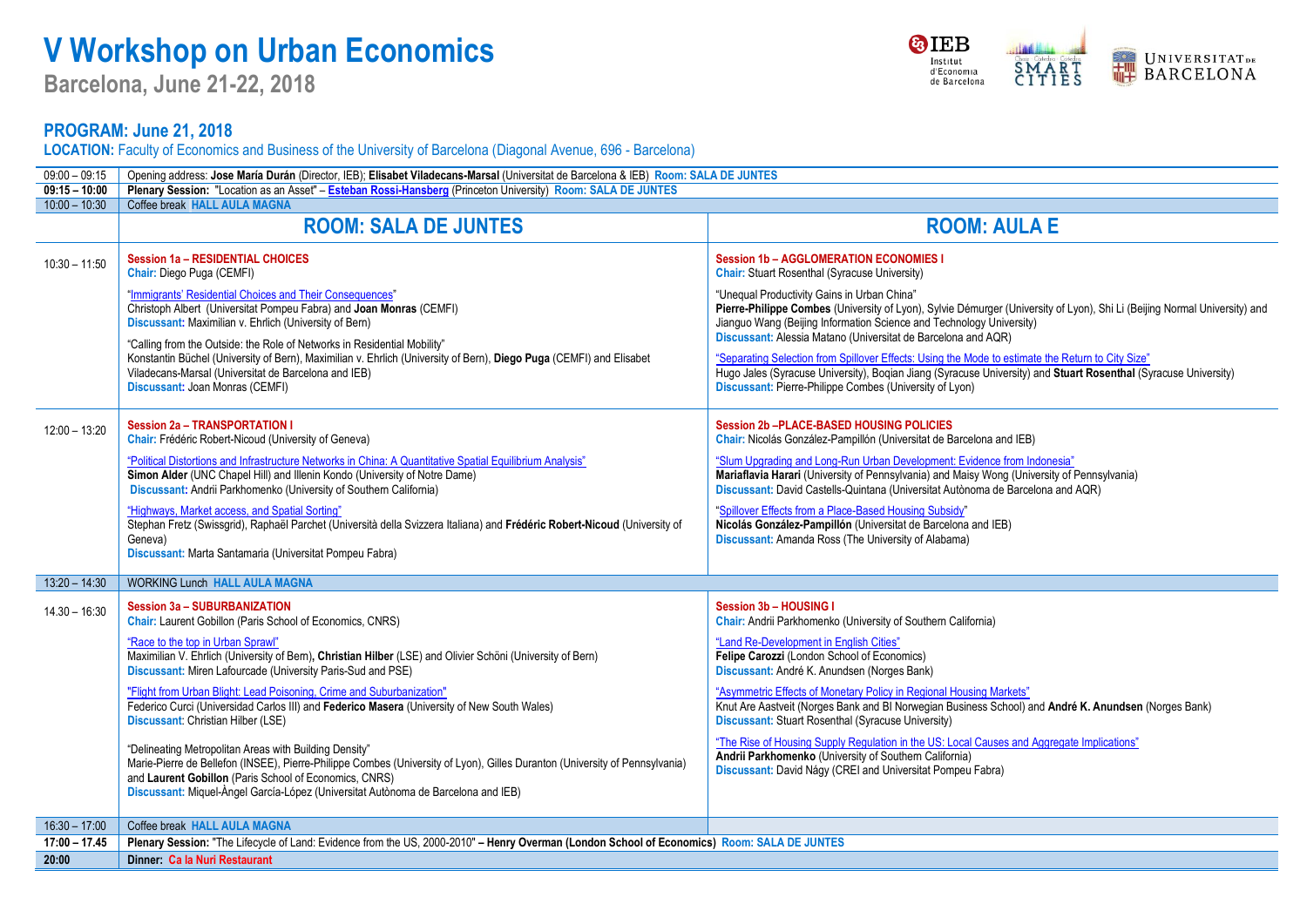# V Workshop on Urban Economics

**Barcelona, June 21-22, 2018**

## PROGRAM: June 21, 2018

**LOCATION:** Faculty of Economics and Business of the University of Barcelona (Diagonal Avenue, 696 - Barcelona)

| Time | | |
|---|---|---|
| 09:00 – 09:15 | Opening address: **Jose María Durán** (Director, IEB); **Elisabet Viladecans-Marsal** (Universitat de Barcelona & IEB) **Room: SALA DE JUNTES** | |
| **09:15 – 10:00** | **Plenary Session:** "Location as an Asset" – **Esteban Rossi-Hansberg** (Princeton University) **Room: SALA DE JUNTES** | |
| 10:00 – 10:30 | Coffee break **HALL AULA MAGNA** | |
| | **ROOM: SALA DE JUNTES** | **ROOM: AULA E** |
| 10:30 – 11:50 | **Session 1a – RESIDENTIAL CHOICES**<br>**Chair:** Diego Puga (CEMFI)<br><br>"Immigrants' Residential Choices and Their Consequences"<br>Christoph Albert (Universitat Pompeu Fabra) and **Joan Monras** (CEMFI)<br>**Discussant:** Maximilian v. Ehrlich (University of Bern)<br><br>"Calling from the Outside: the Role of Networks in Residential Mobility"<br>Konstantin Büchel (University of Bern), Maximilian v. Ehrlich (University of Bern), **Diego Puga** (CEMFI) and Elisabet Viladecans-Marsal (Universitat de Barcelona and IEB)<br>**Discussant:** Joan Monras (CEMFI) | **Session 1b – AGGLOMERATION ECONOMIES I**<br>**Chair:** Stuart Rosenthal (Syracuse University)<br><br>"Unequal Productivity Gains in Urban China"<br>**Pierre-Philippe Combes** (University of Lyon), Sylvie Démurger (University of Lyon), Shi Li (Beijing Normal University) and Jianguo Wang (Beijing Information Science and Technology University)<br>**Discussant:** Alessia Matano (Universitat de Barcelona and AQR)<br><br>"Separating Selection from Spillover Effects: Using the Mode to estimate the Return to City Size"<br>Hugo Jales (Syracuse University), Boqian Jiang (Syracuse University) and **Stuart Rosenthal** (Syracuse University)<br>**Discussant:** Pierre-Philippe Combes (University of Lyon) |
| 12:00 – 13:20 | **Session 2a – TRANSPORTATION I**<br>**Chair:** Frédéric Robert-Nicoud (University of Geneva)<br><br>"Political Distortions and Infrastructure Networks in China: A Quantitative Spatial Equilibrium Analysis"<br>**Simon Alder** (UNC Chapel Hill) and Illenin Kondo (University of Notre Dame)<br>**Discussant:** Andrii Parkhomenko (University of Southern California)<br><br>"Highways, Market access, and Spatial Sorting"<br>Stephan Fretz (Swissgrid), Raphaël Parchet (Università della Svizzera Italiana) and **Frédéric Robert-Nicoud** (University of Geneva)<br>**Discussant:** Marta Santamaria (Universitat Pompeu Fabra) | **Session 2b –PLACE-BASED HOUSING POLICIES**<br>**Chair:** Nicolás González-Pampillón (Universitat de Barcelona and IEB)<br><br>"Slum Upgrading and Long-Run Urban Development: Evidence from Indonesia"<br>**Mariaflavia Harari** (University of Pennsylvania) and Maisy Wong (University of Pennsylvania)<br>**Discussant:** David Castells-Quintana (Universitat Autònoma de Barcelona and AQR)<br><br>"Spillover Effects from a Place-Based Housing Subsidy"<br>**Nicolás González-Pampillón** (Universitat de Barcelona and IEB)<br>**Discussant:** Amanda Ross (The University of Alabama) |
| 13:20 – 14:30 | WORKING Lunch **HALL AULA MAGNA** | |
| 14.30 – 16:30 | **Session 3a – SUBURBANIZATION**<br>**Chair:** Laurent Gobillon (Paris School of Economics, CNRS)<br><br>"Race to the top in Urban Sprawl"<br>Maximilian V. Ehrlich (University of Bern), **Christian Hilber** (LSE) and Olivier Schöni (University of Bern)<br>**Discussant:** Miren Lafourcade (University Paris-Sud and PSE)<br><br>"Flight from Urban Blight: Lead Poisoning, Crime and Suburbanization"<br>Federico Curci (Universidad Carlos III) and **Federico Masera** (University of New South Wales)<br>**Discussant:** Christian Hilber (LSE)<br><br>"Delineating Metropolitan Areas with Building Density"<br>Marie-Pierre de Bellefon (INSEE), Pierre-Philippe Combes (University of Lyon), Gilles Duranton (University of Pennsylvania) and **Laurent Gobillon** (Paris School of Economics, CNRS)<br>**Discussant:** Miquel-Àngel García-López (Universitat Autònoma de Barcelona and IEB) | **Session 3b – HOUSING I**<br>**Chair:** Andrii Parkhomenko (University of Southern California)<br><br>"Land Re-Development in English Cities"<br>**Felipe Carozzi** (London School of Economics)<br>**Discussant:** André K. Anundsen (Norges Bank)<br><br>"Asymmetric Effects of Monetary Policy in Regional Housing Markets"<br>Knut Are Aastveit (Norges Bank and BI Norwegian Business School) and **André K. Anundsen** (Norges Bank)<br>**Discussant:** Stuart Rosenthal (Syracuse University)<br><br>"The Rise of Housing Supply Regulation in the US: Local Causes and Aggregate Implications"<br>**Andrii Parkhomenko** (University of Southern California)<br>**Discussant:** David Nágy (CREI and Universitat Pompeu Fabra) |
| 16:30 – 17:00 | Coffee break **HALL AULA MAGNA** | |
| **17:00 – 17.45** | **Plenary Session:** "The Lifecycle of Land: Evidence from the US, 2000-2010" – **Henry Overman (London School of Economics) Room: SALA DE JUNTES** | |
| **20:00** | **Dinner: Ca la Nuri Restaurant** | |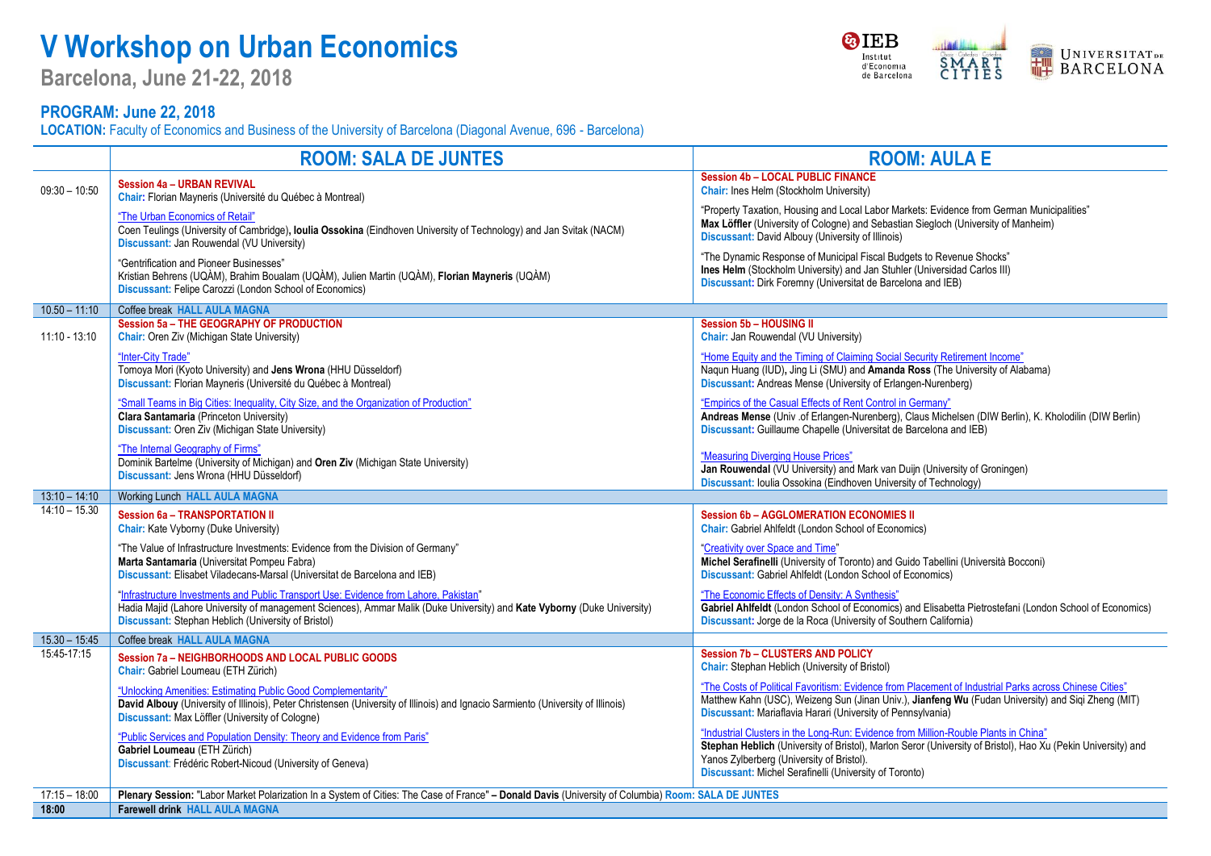# V Workshop on Urban Economics

**Barcelona, June 21-22, 2018**

## PROGRAM: June 22, 2018

**LOCATION:** Faculty of Economics and Business of the University of Barcelona (Diagonal Avenue, 696 - Barcelona)

| | ROOM: SALA DE JUNTES | ROOM: AULA E |
|---|---|---|
| 09:30 – 10:50 | **Session 4a – URBAN REVIVAL**<br>**Chair:** Florian Mayneris (Université du Québec à Montreal)<br><br>"The Urban Economics of Retail"<br>Coen Teulings (University of Cambridge), **Ioulia Ossokina** (Eindhoven University of Technology) and Jan Svitak (NACM)<br>**Discussant:** Jan Rouwendal (VU University)<br><br>"Gentrification and Pioneer Businesses"<br>Kristian Behrens (UQÀM), Brahim Boualam (UQÀM), Julien Martin (UQÀM), **Florian Mayneris** (UQÀM)<br>**Discussant:** Felipe Carozzi (London School of Economics) | **Session 4b – LOCAL PUBLIC FINANCE**<br>**Chair:** Ines Helm (Stockholm University)<br><br>"Property Taxation, Housing and Local Labor Markets: Evidence from German Municipalities"<br>**Max Löffler** (University of Cologne) and Sebastian Siegloch (University of Manheim)<br>**Discussant:** David Albouy (University of Illinois)<br><br>"The Dynamic Response of Municipal Fiscal Budgets to Revenue Shocks"<br>**Ines Helm** (Stockholm University) and Jan Stuhler (Universidad Carlos III)<br>**Discussant:** Dirk Foremny (Universitat de Barcelona and IEB) |
| 10.50 – 11:10 | Coffee break **HALL AULA MAGNA** | |
| 11:10 - 13:10 | **Session 5a – THE GEOGRAPHY OF PRODUCTION**<br>**Chair:** Oren Ziv (Michigan State University)<br><br>"Inter-City Trade"<br>Tomoya Mori (Kyoto University) and **Jens Wrona** (HHU Düsseldorf)<br>**Discussant:** Florian Mayneris (Université du Québec à Montreal)<br><br>"Small Teams in Big Cities: Inequality, City Size, and the Organization of Production"<br>**Clara Santamaria** (Princeton University)<br>**Discussant:** Oren Ziv (Michigan State University)<br><br>"The Internal Geography of Firms"<br>Dominik Bartelme (University of Michigan) and **Oren Ziv** (Michigan State University)<br>**Discussant:** Jens Wrona (HHU Düsseldorf) | **Session 5b – HOUSING II**<br>**Chair:** Jan Rouwendal (VU University)<br><br>"Home Equity and the Timing of Claiming Social Security Retirement Income"<br>Naqun Huang (IUD), Jing Li (SMU) and **Amanda Ross** (The University of Alabama)<br>**Discussant:** Andreas Mense (University of Erlangen-Nurenberg)<br><br>"Empirics of the Casual Effects of Rent Control in Germany"<br>**Andreas Mense** (Univ .of Erlangen-Nurenberg), Claus Michelsen (DIW Berlin), K. Kholodilin (DIW Berlin)<br>**Discussant:** Guillaume Chapelle (Universitat de Barcelona and IEB)<br><br>"Measuring Diverging House Prices"<br>**Jan Rouwendal** (VU University) and Mark van Duijn (University of Groningen)<br>**Discussant:** Ioulia Ossokina (Eindhoven University of Technology) |
| 13:10 – 14:10 | Working Lunch **HALL AULA MAGNA** | |
| 14:10 – 15.30 | **Session 6a – TRANSPORTATION II**<br>**Chair:** Kate Vyborny (Duke University)<br><br>"The Value of Infrastructure Investments: Evidence from the Division of Germany"<br>**Marta Santamaria** (Universitat Pompeu Fabra)<br>**Discussant:** Elisabet Viladecans-Marsal (Universitat de Barcelona and IEB)<br><br>"Infrastructure Investments and Public Transport Use: Evidence from Lahore, Pakistan"<br>Hadia Majid (Lahore University of management Sciences), Ammar Malik (Duke University) and **Kate Vyborny** (Duke University)<br>**Discussant:** Stephan Heblich (University of Bristol) | **Session 6b – AGGLOMERATION ECONOMIES II**<br>**Chair:** Gabriel Ahlfeldt (London School of Economics)<br><br>"Creativity over Space and Time"<br>**Michel Serafinelli** (University of Toronto) and Guido Tabellini (Università Bocconi)<br>**Discussant:** Gabriel Ahlfeldt (London School of Economics)<br><br>"The Economic Effects of Density: A Synthesis"<br>**Gabriel Ahlfeldt** (London School of Economics) and Elisabetta Pietrostefani (London School of Economics)<br>**Discussant:** Jorge de la Roca (University of Southern California) |
| 15.30 – 15:45 | Coffee break **HALL AULA MAGNA** | |
| 15:45-17:15 | **Session 7a – NEIGHBORHOODS AND LOCAL PUBLIC GOODS**<br>**Chair:** Gabriel Loumeau (ETH Zürich)<br><br>"Unlocking Amenities: Estimating Public Good Complementarity"<br>**David Albouy** (University of Illinois), Peter Christensen (University of Illinois) and Ignacio Sarmiento (University of Illinois)<br>**Discussant:** Max Löffler (University of Cologne)<br><br>"Public Services and Population Density: Theory and Evidence from Paris"<br>**Gabriel Loumeau** (ETH Zürich)<br>**Discussant**: Frédéric Robert-Nicoud (University of Geneva) | **Session 7b – CLUSTERS AND POLICY**<br>**Chair:** Stephan Heblich (University of Bristol)<br><br>"The Costs of Political Favoritism: Evidence from Placement of Industrial Parks across Chinese Cities"<br>Matthew Kahn (USC), Weizeng Sun (Jinan Univ.), **Jianfeng Wu** (Fudan University) and Siqi Zheng (MIT)<br>**Discussant:** Mariaflavia Harari (University of Pennsylvania)<br><br>"Industrial Clusters in the Long-Run: Evidence from Million-Rouble Plants in China"<br>**Stephan Heblich** (University of Bristol), Marlon Seror (University of Bristol), Hao Xu (Pekin University) and Yanos Zylberberg (University of Bristol).<br>**Discussant:** Michel Serafinelli (University of Toronto) |
| 17:15 – 18:00 | **Plenary Session:** "Labor Market Polarization In a System of Cities: The Case of France" – **Donald Davis** (University of Columbia) **Room: SALA DE JUNTES** | |
| **18:00** | **Farewell drink HALL AULA MAGNA** | |